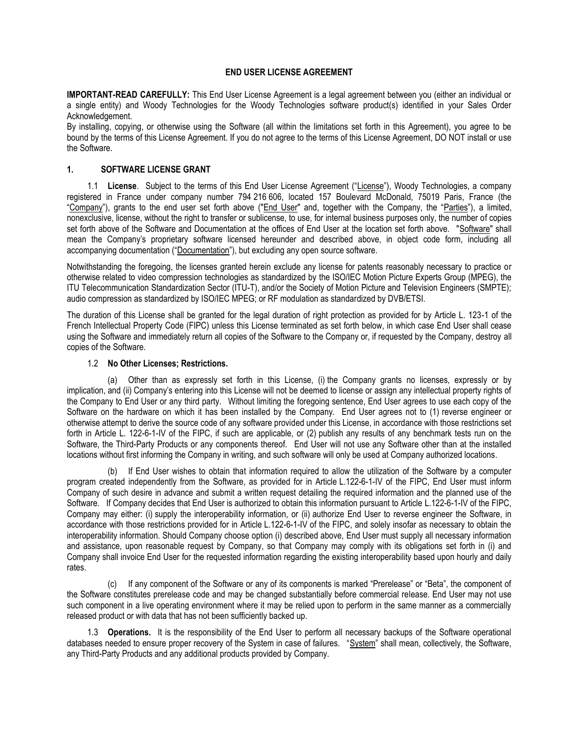# END USER LICENSE AGREEMENT

**IMPORTANT-READ CAREFULLY:** This End User License Agreement is a legal agreement between you (either an individual or a single entity) and Woody Technologies for the Woody Technologies software product(s) identified in your Sales Order Acknowledgement.

By installing, copying, or otherwise using the Software (all within the limitations set forth in this Agreement), you agree to be bound by the terms of this License Agreement. If you do not agree to the terms of this License Agreement, DO NOT install or use the Software.

## 1. SOFTWARE LICENSE GRANT

1.1 **License**. Subject to the terms of this End User License Agreement ("License"), Woody Technologies, a company registered in France under company number 794 216 606, located 157 Boulevard McDonald, 75019 Paris, France (the "Company"), grants to the end user set forth above ("End User" and, together with the Company, the "Parties"), a limited, nonexclusive, license, without the right to transfer or sublicense, to use, for internal business purposes only, the number of copies set forth above of the Software and Documentation at the offices of End User at the location set forth above. "Software" shall mean the Company's proprietary software licensed hereunder and described above, in object code form, including all accompanying documentation ("Documentation"), but excluding any open source software.

Notwithstanding the foregoing, the licenses granted herein exclude any license for patents reasonably necessary to practice or otherwise related to video compression technologies as standardized by the ISO/IEC Motion Picture Experts Group (MPEG), the ITU Telecommunication Standardization Sector (ITU-T), and/or the Society of Motion Picture and Television Engineers (SMPTE); audio compression as standardized by ISO/IEC MPEG; or RF modulation as standardized by DVB/ETSI.

The duration of this License shall be granted for the legal duration of right protection as provided for by Article L. 123-1 of the French Intellectual Property Code (FIPC) unless this License terminated as set forth below, in which case End User shall cease using the Software and immediately return all copies of the Software to the Company or, if requested by the Company, destroy all copies of the Software.

1.2 **No Other Licenses; Restrictions.**

(a) Other than as expressly set forth in this License, (i) the Company grants no licenses, expressly or by implication, and (ii) Company's entering into this License will not be deemed to license or assign any intellectual property rights of the Company to End User or any third party. Without limiting the foregoing sentence, End User agrees to use each copy of the Software on the hardware on which it has been installed by the Company. End User agrees not to (1) reverse engineer or otherwise attempt to derive the source code of any software provided under this License, in accordance with those restrictions set forth in Article L. 122-6-1-IV of the FIPC, if such are applicable, or (2) publish any results of any benchmark tests run on the Software, the Third-Party Products or any components thereof. End User will not use any Software other than at the installed locations without first informing the Company in writing, and such software will only be used at Company authorized locations.

(b) If End User wishes to obtain that information required to allow the utilization of the Software by a computer program created independently from the Software, as provided for in Article L.122-6-1-IV of the FIPC, End User must inform Company of such desire in advance and submit a written request detailing the required information and the planned use of the Software. If Company decides that End User is authorized to obtain this information pursuant to Article L.122-6-1-IV of the FIPC, Company may either: (i) supply the interoperability information, or (ii) authorize End User to reverse engineer the Software, in accordance with those restrictions provided for in Article L.122-6-1-IV of the FIPC, and solely insofar as necessary to obtain the interoperability information. Should Company choose option (i) described above, End User must supply all necessary information and assistance, upon reasonable request by Company, so that Company may comply with its obligations set forth in (i) and Company shall invoice End User for the requested information regarding the existing interoperability based upon hourly and daily rates.

(c) If any component of the Software or any of its components is marked "Prerelease" or "Beta", the component of the Software constitutes prerelease code and may be changed substantially before commercial release. End User may not use such component in a live operating environment where it may be relied upon to perform in the same manner as a commercially released product or with data that has not been sufficiently backed up.

1.3 **Operations.** It is the responsibility of the End User to perform all necessary backups of the Software operational databases needed to ensure proper recovery of the System in case of failures. "System" shall mean, collectively, the Software, any Third-Party Products and any additional products provided by Company.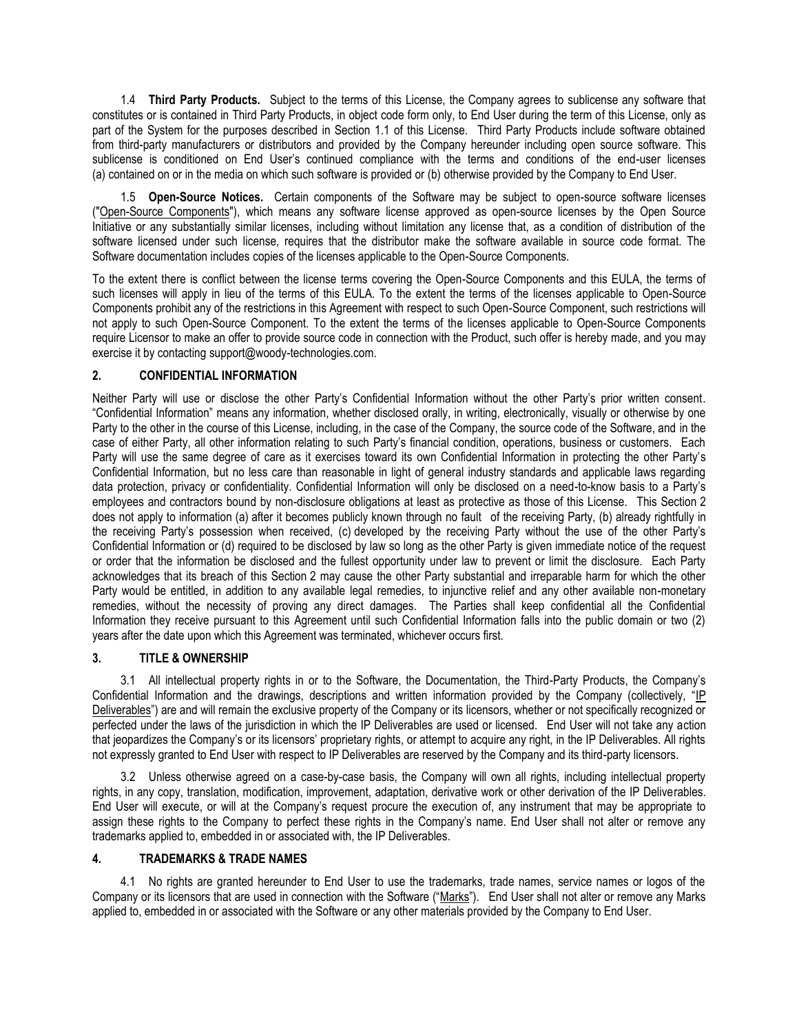1.4 **Third Party Products.** Subject to the terms of this License, the Company agrees to sublicense any software that constitutes or is contained in Third Party Products, in object code form only, to End User during the term of this License, only as part of the System for the purposes described in Section 1.1 of this License. Third Party Products include software obtained from third-party manufacturers or distributors and provided by the Company hereunder including open source software. This sublicense is conditioned on End User's continued compliance with the terms and conditions of the end-user licenses (a) contained on or in the media on which such software is provided or (b) otherwise provided by the Company to End User.

1.5 **Open-Source Notices.** Certain components of the Software may be subject to open-source software licenses ("Open-Source Components"), which means any software license approved as open-source licenses by the Open Source Initiative or any substantially similar licenses, including without limitation any license that, as a condition of distribution of the software licensed under such license, requires that the distributor make the software available in source code format. The Software documentation includes copies of the licenses applicable to the Open-Source Components.

To the extent there is conflict between the license terms covering the Open-Source Components and this EULA, the terms of such licenses will apply in lieu of the terms of this EULA. To the extent the terms of the licenses applicable to Open-Source Components prohibit any of the restrictions in this Agreement with respect to such Open-Source Component, such restrictions will not apply to such Open-Source Component. To the extent the terms of the licenses applicable to Open-Source Components require Licensor to make an offer to provide source code in connection with the Product, such offer is hereby made, and you may exercise it by contacting support@woody-technologies.com.

## 2. CONFIDENTIAL INFORMATION

Neither Party will use or disclose the other Party's Confidential Information without the other Party's prior written consent. "Confidential Information" means any information, whether disclosed orally, in writing, electronically, visually or otherwise by one Party to the other in the course of this License, including, in the case of the Company, the source code of the Software, and in the case of either Party, all other information relating to such Party's financial condition, operations, business or customers. Each Party will use the same degree of care as it exercises toward its own Confidential Information in protecting the other Party's Confidential Information, but no less care than reasonable in light of general industry standards and applicable laws regarding data protection, privacy or confidentiality. Confidential Information will only be disclosed on a need-to-know basis to a Party's employees and contractors bound by non-disclosure obligations at least as protective as those of this License. This Section 2 does not apply to information (a) after it becomes publicly known through no fault of the receiving Party, (b) already rightfully in the receiving Party's possession when received, (c) developed by the receiving Party without the use of the other Party's Confidential Information or (d) required to be disclosed by law so long as the other Party is given immediate notice of the request or order that the information be disclosed and the fullest opportunity under law to prevent or limit the disclosure. Each Party acknowledges that its breach of this Section 2 may cause the other Party substantial and irreparable harm for which the other Party would be entitled, in addition to any available legal remedies, to injunctive relief and any other available non-monetary remedies, without the necessity of proving any direct damages. The Parties shall keep confidential all the Confidential Information they receive pursuant to this Agreement until such Confidential Information falls into the public domain or two (2) years after the date upon which this Agreement was terminated, whichever occurs first.

## 3. TITLE & OWNERSHIP

3.1 All intellectual property rights in or to the Software, the Documentation, the Third-Party Products, the Company's Confidential Information and the drawings, descriptions and written information provided by the Company (collectively, "IP Deliverables") are and will remain the exclusive property of the Company or its licensors, whether or not specifically recognized or perfected under the laws of the jurisdiction in which the IP Deliverables are used or licensed. End User will not take any action that jeopardizes the Company's or its licensors' proprietary rights, or attempt to acquire any right, in the IP Deliverables. All rights not expressly granted to End User with respect to IP Deliverables are reserved by the Company and its third-party licensors.

3.2 Unless otherwise agreed on a case-by-case basis, the Company will own all rights, including intellectual property rights, in any copy, translation, modification, improvement, adaptation, derivative work or other derivation of the IP Deliverables. End User will execute, or will at the Company's request procure the execution of, any instrument that may be appropriate to assign these rights to the Company to perfect these rights in the Company's name. End User shall not alter or remove any trademarks applied to, embedded in or associated with, the IP Deliverables.

## 4. TRADEMARKS & TRADE NAMES

4.1 No rights are granted hereunder to End User to use the trademarks, trade names, service names or logos of the Company or its licensors that are used in connection with the Software ("Marks"). End User shall not alter or remove any Marks applied to, embedded in or associated with the Software or any other materials provided by the Company to End User.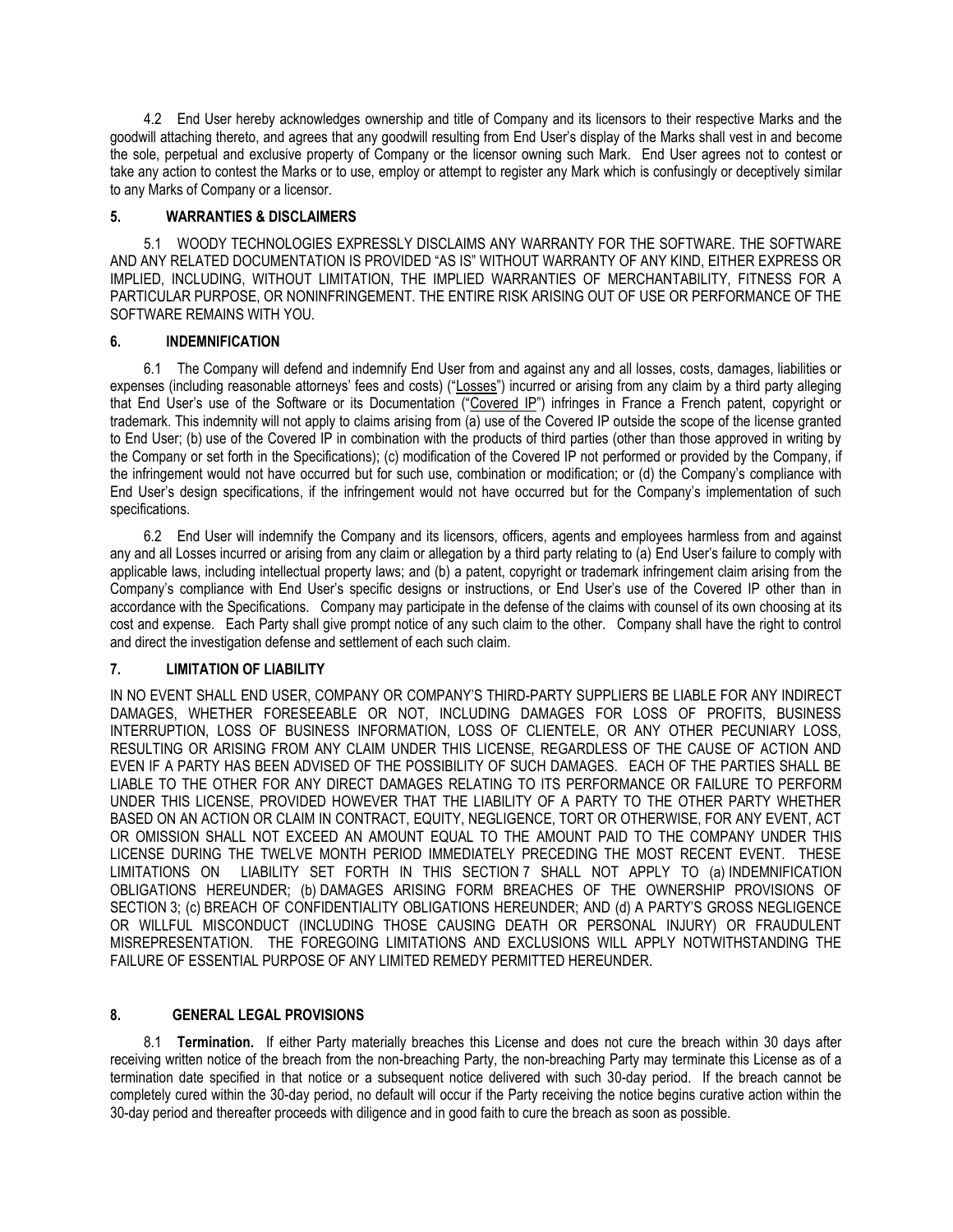4.2 End User hereby acknowledges ownership and title of Company and its licensors to their respective Marks and the goodwill attaching thereto, and agrees that any goodwill resulting from End User's display of the Marks shall vest in and become the sole, perpetual and exclusive property of Company or the licensor owning such Mark. End User agrees not to contest or take any action to contest the Marks or to use, employ or attempt to register any Mark which is confusingly or deceptively similar to any Marks of Company or a licensor.

## 5. WARRANTIES & DISCLAIMERS

5.1 WOODY TECHNOLOGIES EXPRESSLY DISCLAIMS ANY WARRANTY FOR THE SOFTWARE. THE SOFTWARE AND ANY RELATED DOCUMENTATION IS PROVIDED "AS IS" WITHOUT WARRANTY OF ANY KIND, EITHER EXPRESS OR IMPLIED, INCLUDING, WITHOUT LIMITATION, THE IMPLIED WARRANTIES OF MERCHANTABILITY, FITNESS FOR A PARTICULAR PURPOSE, OR NONINFRINGEMENT. THE ENTIRE RISK ARISING OUT OF USE OR PERFORMANCE OF THE SOFTWARE REMAINS WITH YOU.

## 6. INDEMNIFICATION

6.1 The Company will defend and indemnify End User from and against any and all losses, costs, damages, liabilities or expenses (including reasonable attorneys' fees and costs) ("Losses") incurred or arising from any claim by a third party alleging that End User's use of the Software or its Documentation ("Covered IP") infringes in France a French patent, copyright or trademark. This indemnity will not apply to claims arising from (a) use of the Covered IP outside the scope of the license granted to End User; (b) use of the Covered IP in combination with the products of third parties (other than those approved in writing by the Company or set forth in the Specifications); (c) modification of the Covered IP not performed or provided by the Company, if the infringement would not have occurred but for such use, combination or modification; or (d) the Company's compliance with End User's design specifications, if the infringement would not have occurred but for the Company's implementation of such specifications.

6.2 End User will indemnify the Company and its licensors, officers, agents and employees harmless from and against any and all Losses incurred or arising from any claim or allegation by a third party relating to (a) End User's failure to comply with applicable laws, including intellectual property laws; and (b) a patent, copyright or trademark infringement claim arising from the Company's compliance with End User's specific designs or instructions, or End User's use of the Covered IP other than in accordance with the Specifications. Company may participate in the defense of the claims with counsel of its own choosing at its cost and expense. Each Party shall give prompt notice of any such claim to the other. Company shall have the right to control and direct the investigation defense and settlement of each such claim.

## 7. LIMITATION OF LIABILITY

IN NO EVENT SHALL END USER, COMPANY OR COMPANY'S THIRD-PARTY SUPPLIERS BE LIABLE FOR ANY INDIRECT DAMAGES, WHETHER FORESEEABLE OR NOT, INCLUDING DAMAGES FOR LOSS OF PROFITS, BUSINESS INTERRUPTION, LOSS OF BUSINESS INFORMATION, LOSS OF CLIENTELE, OR ANY OTHER PECUNIARY LOSS, RESULTING OR ARISING FROM ANY CLAIM UNDER THIS LICENSE, REGARDLESS OF THE CAUSE OF ACTION AND EVEN IF A PARTY HAS BEEN ADVISED OF THE POSSIBILITY OF SUCH DAMAGES. EACH OF THE PARTIES SHALL BE LIABLE TO THE OTHER FOR ANY DIRECT DAMAGES RELATING TO ITS PERFORMANCE OR FAILURE TO PERFORM UNDER THIS LICENSE, PROVIDED HOWEVER THAT THE LIABILITY OF A PARTY TO THE OTHER PARTY WHETHER BASED ON AN ACTION OR CLAIM IN CONTRACT, EQUITY, NEGLIGENCE, TORT OR OTHERWISE, FOR ANY EVENT, ACT OR OMISSION SHALL NOT EXCEED AN AMOUNT EQUAL TO THE AMOUNT PAID TO THE COMPANY UNDER THIS LICENSE DURING THE TWELVE MONTH PERIOD IMMEDIATELY PRECEDING THE MOST RECENT EVENT. THESE LIMITATIONS ON LIABILITY SET FORTH IN THIS SECTION 7 SHALL NOT APPLY TO (a) INDEMNIFICATION OBLIGATIONS HEREUNDER; (b) DAMAGES ARISING FORM BREACHES OF THE OWNERSHIP PROVISIONS OF SECTION 3; (c) BREACH OF CONFIDENTIALITY OBLIGATIONS HEREUNDER; AND (d) A PARTY'S GROSS NEGLIGENCE OR WILLFUL MISCONDUCT (INCLUDING THOSE CAUSING DEATH OR PERSONAL INJURY) OR FRAUDULENT MISREPRESENTATION. THE FOREGOING LIMITATIONS AND EXCLUSIONS WILL APPLY NOTWITHSTANDING THE FAILURE OF ESSENTIAL PURPOSE OF ANY LIMITED REMEDY PERMITTED HEREUNDER.

## 8. GENERAL LEGAL PROVISIONS

8.1 **Termination.** If either Party materially breaches this License and does not cure the breach within 30 days after receiving written notice of the breach from the non-breaching Party, the non-breaching Party may terminate this License as of a termination date specified in that notice or a subsequent notice delivered with such 30-day period. If the breach cannot be completely cured within the 30-day period, no default will occur if the Party receiving the notice begins curative action within the 30-day period and thereafter proceeds with diligence and in good faith to cure the breach as soon as possible.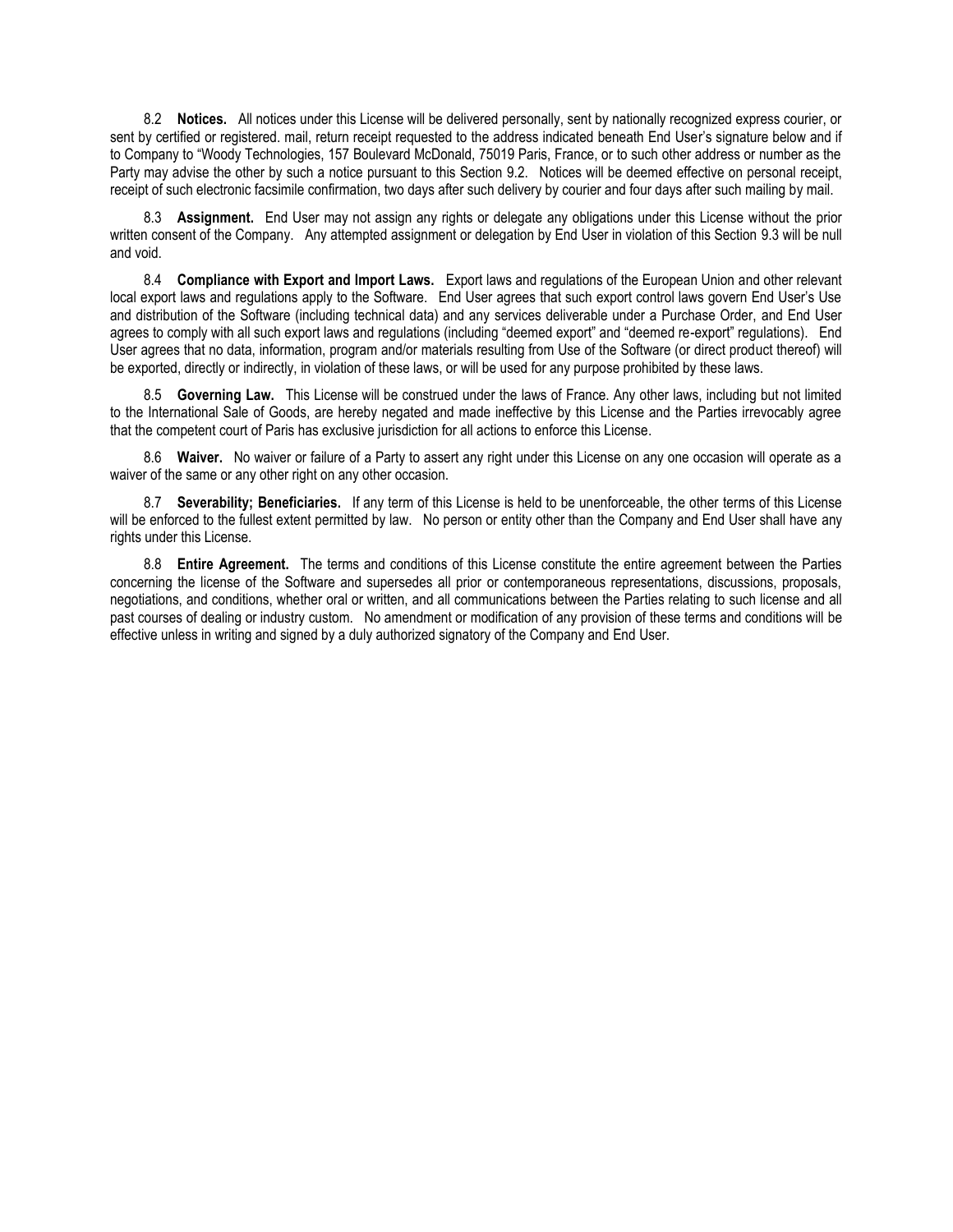8.2 **Notices.** All notices under this License will be delivered personally, sent by nationally recognized express courier, or sent by certified or registered. mail, return receipt requested to the address indicated beneath End User's signature below and if to Company to "Woody Technologies, 157 Boulevard McDonald, 75019 Paris, France, or to such other address or number as the Party may advise the other by such a notice pursuant to this Section 9.2. Notices will be deemed effective on personal receipt, receipt of such electronic facsimile confirmation, two days after such delivery by courier and four days after such mailing by mail.

8.3 **Assignment.** End User may not assign any rights or delegate any obligations under this License without the prior written consent of the Company. Any attempted assignment or delegation by End User in violation of this Section 9.3 will be null and void.

8.4 **Compliance with Export and Import Laws.** Export laws and regulations of the European Union and other relevant local export laws and regulations apply to the Software. End User agrees that such export control laws govern End User's Use and distribution of the Software (including technical data) and any services deliverable under a Purchase Order, and End User agrees to comply with all such export laws and regulations (including "deemed export" and "deemed re-export" regulations). End User agrees that no data, information, program and/or materials resulting from Use of the Software (or direct product thereof) will be exported, directly or indirectly, in violation of these laws, or will be used for any purpose prohibited by these laws.

8.5 **Governing Law.** This License will be construed under the laws of France. Any other laws, including but not limited to the International Sale of Goods, are hereby negated and made ineffective by this License and the Parties irrevocably agree that the competent court of Paris has exclusive jurisdiction for all actions to enforce this License.

8.6 **Waiver.** No waiver or failure of a Party to assert any right under this License on any one occasion will operate as a waiver of the same or any other right on any other occasion.

8.7 **Severability; Beneficiaries.** If any term of this License is held to be unenforceable, the other terms of this License will be enforced to the fullest extent permitted by law. No person or entity other than the Company and End User shall have any rights under this License.

8.8 **Entire Agreement.** The terms and conditions of this License constitute the entire agreement between the Parties concerning the license of the Software and supersedes all prior or contemporaneous representations, discussions, proposals, negotiations, and conditions, whether oral or written, and all communications between the Parties relating to such license and all past courses of dealing or industry custom. No amendment or modification of any provision of these terms and conditions will be effective unless in writing and signed by a duly authorized signatory of the Company and End User.